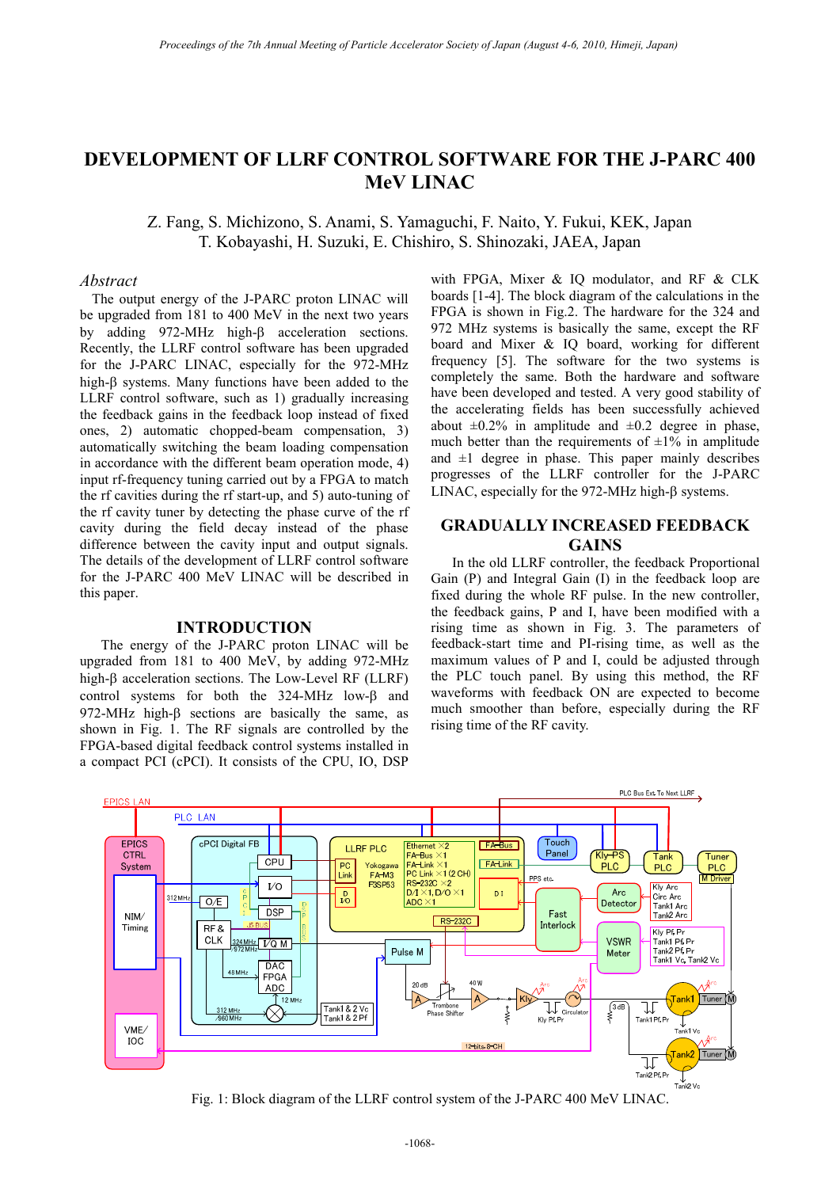# DEVELOPMENT OF LLRF CONTROL SOFTWARE FOR THE J-PARC 400 MeV LINAC

Z. Fang, S. Michizono, S. Anami, S. Yamaguchi, F. Naito, Y. Fukui, KEK, Japan
T. Kobayashi, H. Suzuki, E. Chishiro, S. Shinozaki, JAEA, Japan

## *Abstract*

The output energy of the J-PARC proton LINAC will be upgraded from 181 to 400 MeV in the next two years by adding 972-MHz high-β acceleration sections. Recently, the LLRF control software has been upgraded for the J-PARC LINAC, especially for the 972-MHz high-β systems. Many functions have been added to the LLRF control software, such as 1) gradually increasing the feedback gains in the feedback loop instead of fixed ones, 2) automatic chopped-beam compensation, 3) automatically switching the beam loading compensation in accordance with the different beam operation mode, 4) input rf-frequency tuning carried out by a FPGA to match the rf cavities during the rf start-up, and 5) auto-tuning of the rf cavity tuner by detecting the phase curve of the rf cavity during the field decay instead of the phase difference between the cavity input and output signals. The details of the development of LLRF control software for the J-PARC 400 MeV LINAC will be described in this paper.

## INTRODUCTION

The energy of the J-PARC proton LINAC will be upgraded from 181 to 400 MeV, by adding 972-MHz high-β acceleration sections. The Low-Level RF (LLRF) control systems for both the 324-MHz low-β and 972-MHz high-β sections are basically the same, as shown in Fig. 1. The RF signals are controlled by the FPGA-based digital feedback control systems installed in a compact PCI (cPCI). It consists of the CPU, IO, DSP with FPGA, Mixer & IQ modulator, and RF & CLK boards [1-4]. The block diagram of the calculations in the FPGA is shown in Fig.2. The hardware for the 324 and 972 MHz systems is basically the same, except the RF board and Mixer & IQ board, working for different frequency [5]. The software for the two systems is completely the same. Both the hardware and software have been developed and tested. A very good stability of the accelerating fields has been successfully achieved about ±0.2% in amplitude and ±0.2 degree in phase, much better than the requirements of ±1% in amplitude and ±1 degree in phase. This paper mainly describes progresses of the LLRF controller for the J-PARC LINAC, especially for the 972-MHz high-β systems.

## GRADUALLY INCREASED FEEDBACK GAINS

In the old LLRF controller, the feedback Proportional Gain (P) and Integral Gain (I) in the feedback loop are fixed during the whole RF pulse. In the new controller, the feedback gains, P and I, have been modified with a rising time as shown in Fig. 3. The parameters of feedback-start time and PI-rising time, as well as the maximum values of P and I, could be adjusted through the PLC touch panel. By using this method, the RF waveforms with feedback ON are expected to become much smoother than before, especially during the RF rising time of the RF cavity.

Fig. 1: Block diagram of the LLRF control system of the J-PARC 400 MeV LINAC.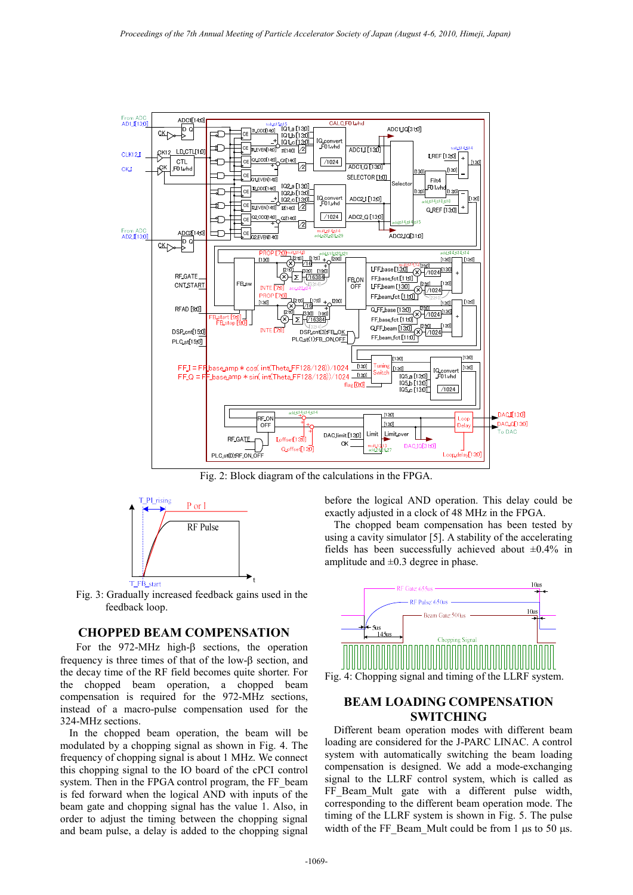Fig. 2: Block diagram of the calculations in the FPGA.

Fig. 3: Gradually increased feedback gains used in the feedback loop.

## CHOPPED BEAM COMPENSATION

For the 972-MHz high-β sections, the operation frequency is three times of that of the low-β section, and the decay time of the RF field becomes quite shorter. For the chopped beam operation, a chopped beam compensation is required for the 972-MHz sections, instead of a macro-pulse compensation used for the 324-MHz sections.

In the chopped beam operation, the beam will be modulated by a chopping signal as shown in Fig. 4. The frequency of chopping signal is about 1 MHz. We connect this chopping signal to the IO board of the cPCI control system. Then in the FPGA control program, the FF_beam is fed forward when the logical AND with inputs of the beam gate and chopping signal has the value 1. Also, in order to adjust the timing between the chopping signal and beam pulse, a delay is added to the chopping signal before the logical AND operation. This delay could be exactly adjusted in a clock of 48 MHz in the FPGA.

The chopped beam compensation has been tested by using a cavity simulator [5]. A stability of the accelerating fields has been successfully achieved about ±0.4% in amplitude and ±0.3 degree in phase.

Fig. 4: Chopping signal and timing of the LLRF system.

## BEAM LOADING COMPENSATION SWITCHING

Different beam operation modes with different beam loading are considered for the J-PARC LINAC. A control system with automatically switching the beam loading compensation is designed. We add a mode-exchanging signal to the LLRF control system, which is called as FF_Beam_Mult gate with a different pulse width, corresponding to the different beam operation mode. The timing of the LLRF system is shown in Fig. 5. The pulse width of the FF_Beam_Mult could be from 1 μs to 50 μs.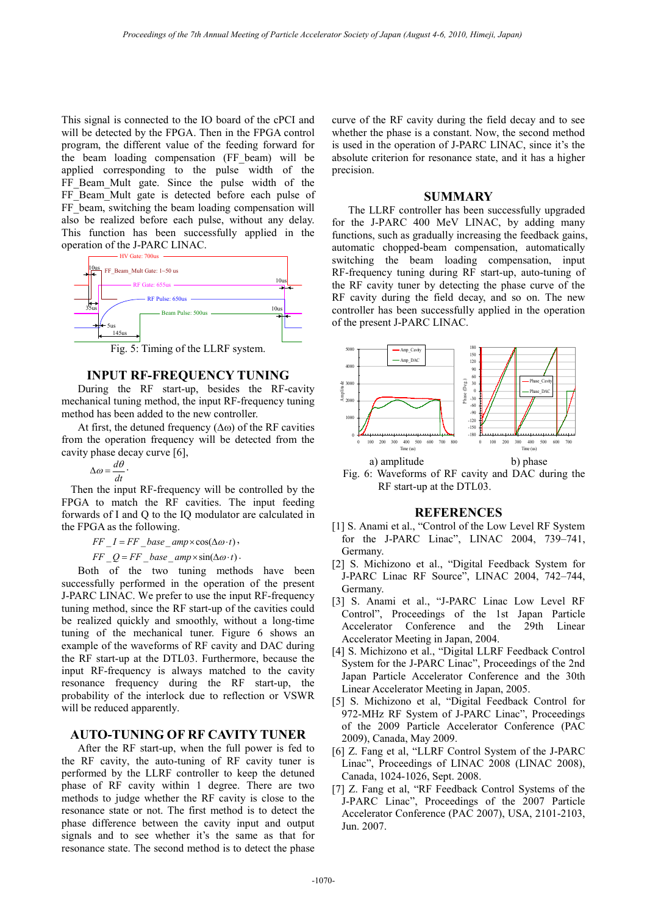This signal is connected to the IO board of the cPCI and will be detected by the FPGA. Then in the FPGA control program, the different value of the feeding forward for the beam loading compensation (FF_beam) will be applied corresponding to the pulse width of the FF_Beam_Mult gate. Since the pulse width of the FF_Beam_Mult gate is detected before each pulse of FF_beam, switching the beam loading compensation will also be realized before each pulse, without any delay. This function has been successfully applied in the operation of the J-PARC LINAC.

HV Gate: 700us
10us
FF_Beam_Mult Gate: 1~50 us
RF Gate: 655us
10us
RF Pulse: 650us
35us
Beam Pulse: 500us
10us
5us
145us

Fig. 5: Timing of the LLRF system.

## INPUT RF-FREQUENCY TUNING

During the RF start-up, besides the RF-cavity mechanical tuning method, the input RF-frequency tuning method has been added to the new controller.

At first, the detuned frequency (Δω) of the RF cavities from the operation frequency will be detected from the cavity phase decay curve [6],

$$\Delta\omega = \frac{d\theta}{dt}.$$

Then the input RF-frequency will be controlled by the FPGA to match the RF cavities. The input feeding forwards of I and Q to the IQ modulator are calculated in the FPGA as the following.

$$FF\_I = FF\_base\_amp \times \cos(\Delta\omega \cdot t),$$

$$FF\_Q = FF\_base\_amp \times \sin(\Delta\omega \cdot t).$$

Both of the two tuning methods have been successfully performed in the operation of the present J-PARC LINAC. We prefer to use the input RF-frequency tuning method, since the RF start-up of the cavities could be realized quickly and smoothly, without a long-time tuning of the mechanical tuner. Figure 6 shows an example of the waveforms of RF cavity and DAC during the RF start-up at the DTL03. Furthermore, because the input RF-frequency is always matched to the cavity resonance frequency during the RF start-up, the probability of the interlock due to reflection or VSWR will be reduced apparently.

## AUTO-TUNING OF RF CAVITY TUNER

After the RF start-up, when the full power is fed to the RF cavity, the auto-tuning of RF cavity tuner is performed by the LLRF controller to keep the detuned phase of RF cavity within 1 degree. There are two methods to judge whether the RF cavity is close to the resonance state or not. The first method is to detect the phase difference between the cavity input and output signals and to see whether it's the same as that for resonance state. The second method is to detect the phase curve of the RF cavity during the field decay and to see whether the phase is a constant. Now, the second method is used in the operation of J-PARC LINAC, since it's the absolute criterion for resonance state, and it has a higher precision.

## SUMMARY

The LLRF controller has been successfully upgraded for the J-PARC 400 MeV LINAC, by adding many functions, such as gradually increasing the feedback gains, automatic chopped-beam compensation, automatically switching the beam loading compensation, input RF-frequency tuning during RF start-up, auto-tuning of the RF cavity tuner by detecting the phase curve of the RF cavity during the field decay, and so on. The new controller has been successfully applied in the operation of the present J-PARC LINAC.

Amp_Cavity
Amp_DAC
Amplitude
5000
4000
3000
2000
1000
0
0 100 200 300 400 500 600 700 800
Time (us)

Phase (Deg.)
180 150 120 90 60 30 0 -30 -60 -90 -120 -150 -180
Phase_Cavity
Phase_DAC
0 100 200 300 400 500 600 700
Time (us)

a) amplitude b) phase

Fig. 6: Waveforms of RF cavity and DAC during the RF start-up at the DTL03.

## REFERENCES

[1] S. Anami et al., "Control of the Low Level RF System for the J-PARC Linac", LINAC 2004, 739–741, Germany.

[2] S. Michizono et al., "Digital Feedback System for J-PARC Linac RF Source", LINAC 2004, 742–744, Germany.

[3] S. Anami et al., "J-PARC Linac Low Level RF Control", Proceedings of the 1st Japan Particle Accelerator Conference and the 29th Linear Accelerator Meeting in Japan, 2004.

[4] S. Michizono et al., "Digital LLRF Feedback Control System for the J-PARC Linac", Proceedings of the 2nd Japan Particle Accelerator Conference and the 30th Linear Accelerator Meeting in Japan, 2005.

[5] S. Michizono et al, "Digital Feedback Control for 972-MHz RF System of J-PARC Linac", Proceedings of the 2009 Particle Accelerator Conference (PAC 2009), Canada, May 2009.

[6] Z. Fang et al, "LLRF Control System of the J-PARC Linac", Proceedings of LINAC 2008 (LINAC 2008), Canada, 1024-1026, Sept. 2008.

[7] Z. Fang et al, "RF Feedback Control Systems of the J-PARC Linac", Proceedings of the 2007 Particle Accelerator Conference (PAC 2007), USA, 2101-2103, Jun. 2007.